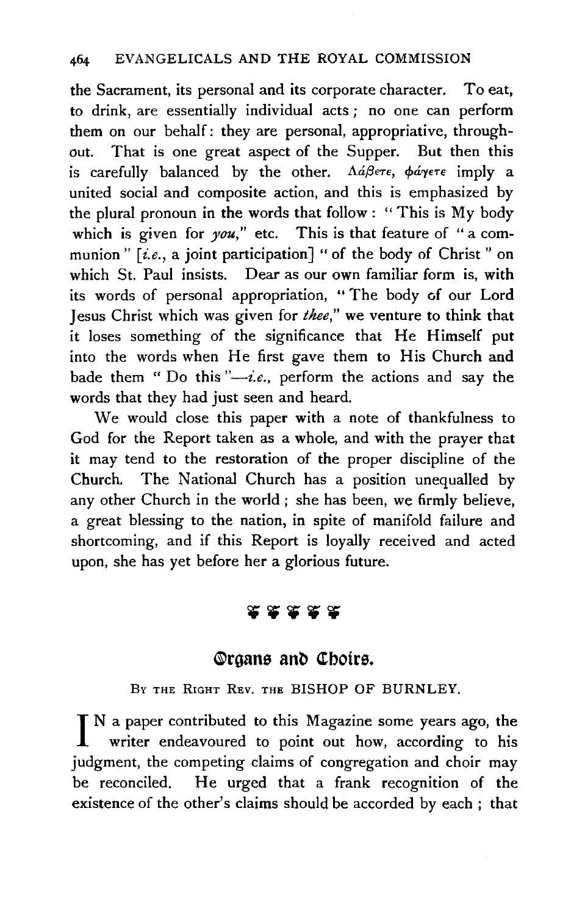the Sacrament, its personal and its corporate character. To eat, to drink, are essentially individual acts; no one can perform them on our behalf: they are personal, appropriative, throughout. That is one great aspect of the Supper. But then this is carefully balanced by the other. Λάβετε, φάγετε imply a united social and composite action, and this is emphasized by the plural pronoun in the words that follow: "This is My body which is given for *you*," etc. This is that feature of "a communion" [*i.e.*, a joint participation] "of the body of Christ" on which St. Paul insists. Dear as our own familiar form is, with its words of personal appropriation, "The body of our Lord Jesus Christ which was given for *thee*," we venture to think that it loses something of the significance that He Himself put into the words when He first gave them to His Church and bade them "Do this"—*i.e.*, perform the actions and say the words that they had just seen and heard.

We would close this paper with a note of thankfulness to God for the Report taken as a whole, and with the prayer that it may tend to the restoration of the proper discipline of the Church. The National Church has a position unequalled by any other Church in the world; she has been, we firmly believe, a great blessing to the nation, in spite of manifold failure and shortcoming, and if this Report is loyally received and acted upon, she has yet before her a glorious future.

## Organs and Choirs.

BY THE RIGHT REV. THE BISHOP OF BURNLEY.

IN a paper contributed to this Magazine some years ago, the writer endeavoured to point out how, according to his judgment, the competing claims of congregation and choir may be reconciled. He urged that a frank recognition of the existence of the other's claims should be accorded by each; that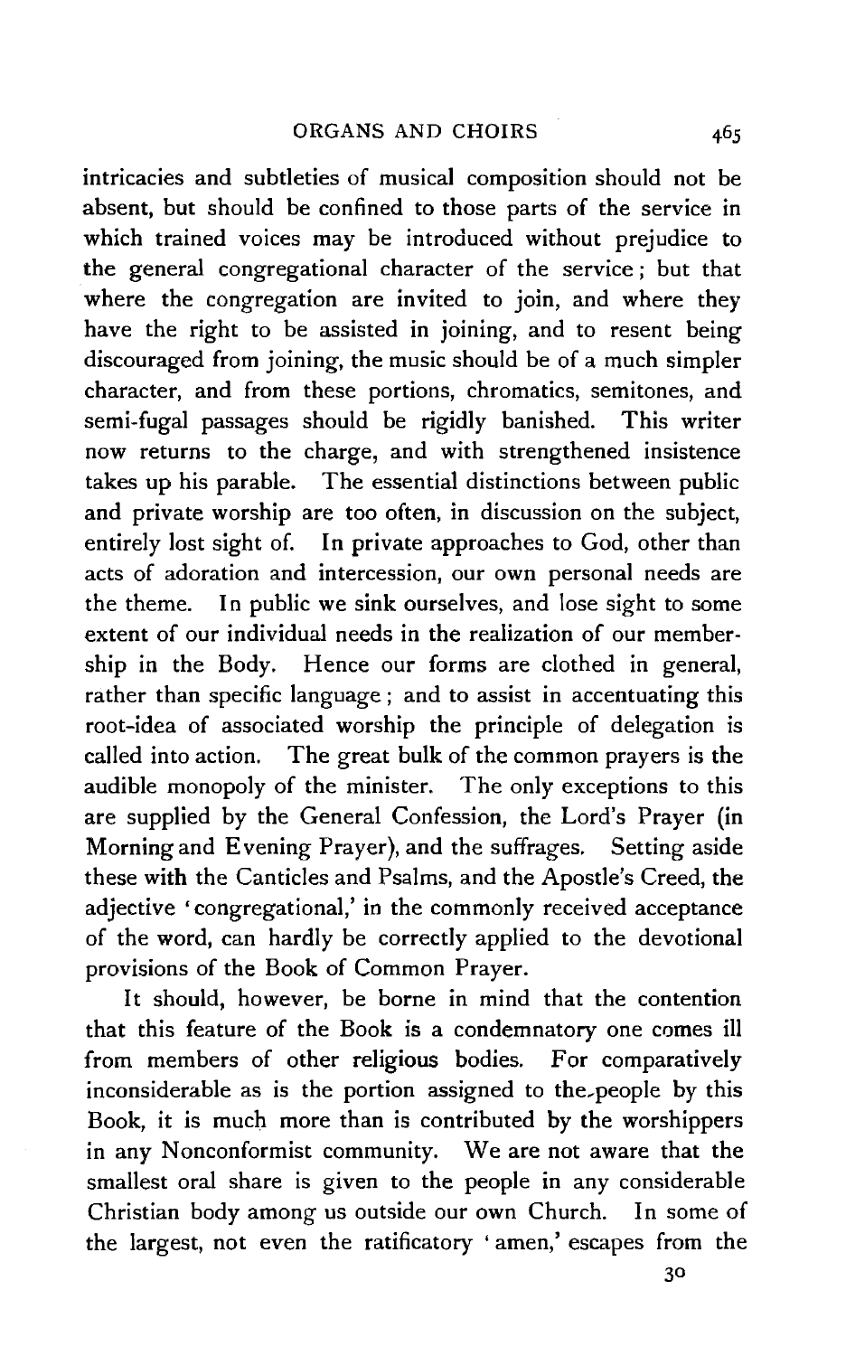intricacies and subtleties of musical composition should not be absent, but should be confined to those parts of the service in which trained voices may be introduced without prejudice to the general congregational character of the service; but that where the congregation are invited to join, and where they have the right to be assisted in joining, and to resent being discouraged from joining, the music should be of a much simpler character, and from these portions, chromatics, semitones, and semi-fugal passages should be rigidly banished. This writer now returns to the charge, and with strengthened insistence takes up his parable. The essential distinctions between public and private worship are too often, in discussion on the subject, entirely lost sight of. In private approaches to God, other than acts of adoration and intercession, our own personal needs are the theme. In public we sink ourselves, and lose sight to some extent of our individual needs in the realization of our membership in the Body. Hence our forms are clothed in general, rather than specific language; and to assist in accentuating this root-idea of associated worship the principle of delegation is called into action. The great bulk of the common prayers is the audible monopoly of the minister. The only exceptions to this are supplied by the General Confession, the Lord's Prayer (in Morning and Evening Prayer), and the suffrages. Setting aside these with the Canticles and Psalms, and the Apostle's Creed, the adjective 'congregational,' in the commonly received acceptance of the word, can hardly be correctly applied to the devotional provisions of the Book of Common Prayer.

It should, however, be borne in mind that the contention that this feature of the Book is a condemnatory one comes ill from members of other religious bodies. For comparatively inconsiderable as is the portion assigned to the people by this Book, it is much more than is contributed by the worshippers in any Nonconformist community. We are not aware that the smallest oral share is given to the people in any considerable Christian body among us outside our own Church. In some of the largest, not even the ratificatory 'amen,' escapes from the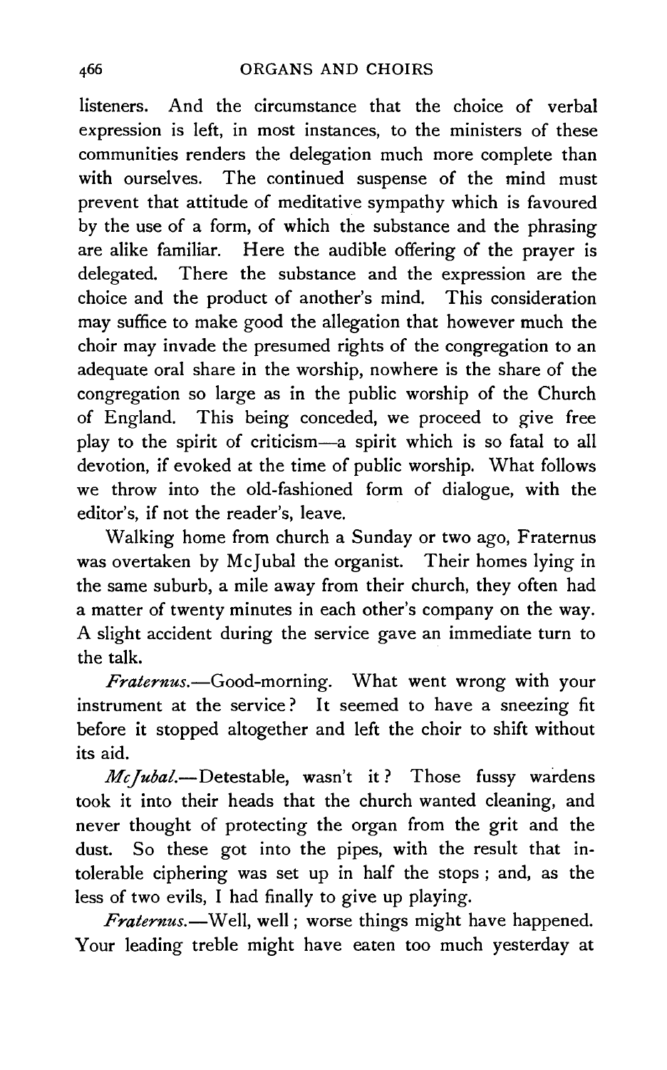listeners. And the circumstance that the choice of verbal expression is left, in most instances, to the ministers of these communities renders the delegation much more complete than with ourselves. The continued suspense of the mind must prevent that attitude of meditative sympathy which is favoured by the use of a form, of which the substance and the phrasing are alike familiar. Here the audible offering of the prayer is delegated. There the substance and the expression are the choice and the product of another's mind. This consideration may suffice to make good the allegation that however much the choir may invade the presumed rights of the congregation to an adequate oral share in the worship, nowhere is the share of the congregation so large as in the public worship of the Church of England. This being conceded, we proceed to give free play to the spirit of criticism—a spirit which is so fatal to all devotion, if evoked at the time of public worship. What follows we throw into the old-fashioned form of dialogue, with the editor's, if not the reader's, leave.

Walking home from church a Sunday or two ago, Fraternus was overtaken by McJubal the organist. Their homes lying in the same suburb, a mile away from their church, they often had a matter of twenty minutes in each other's company on the way. A slight accident during the service gave an immediate turn to the talk.

*Fraternus.*—Good-morning. What went wrong with your instrument at the service? It seemed to have a sneezing fit before it stopped altogether and left the choir to shift without its aid.

*McJubal.*—Detestable, wasn't it? Those fussy wardens took it into their heads that the church wanted cleaning, and never thought of protecting the organ from the grit and the dust. So these got into the pipes, with the result that intolerable ciphering was set up in half the stops; and, as the less of two evils, I had finally to give up playing.

*Fraternus.*—Well, well; worse things might have happened. Your leading treble might have eaten too much yesterday at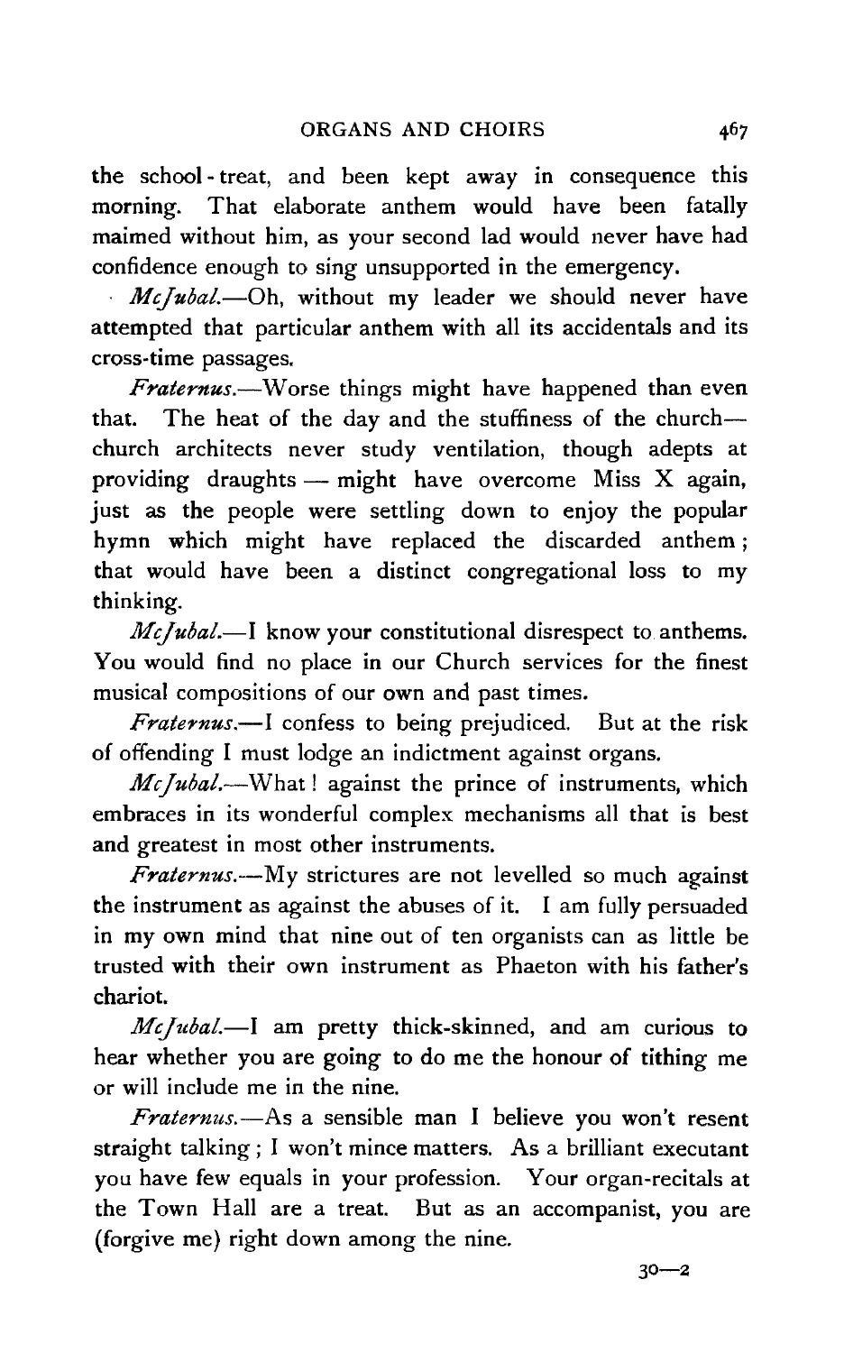the school-treat, and been kept away in consequence this morning. That elaborate anthem would have been fatally maimed without him, as your second lad would never have had confidence enough to sing unsupported in the emergency.

*McJubal.*—Oh, without my leader we should never have attempted that particular anthem with all its accidentals and its cross-time passages.

*Fraternus.*—Worse things might have happened than even that. The heat of the day and the stuffiness of the church—church architects never study ventilation, though adepts at providing draughts — might have overcome Miss X again, just as the people were settling down to enjoy the popular hymn which might have replaced the discarded anthem; that would have been a distinct congregational loss to my thinking.

*McJubal.*—I know your constitutional disrespect to anthems. You would find no place in our Church services for the finest musical compositions of our own and past times.

*Fraternus.*—I confess to being prejudiced. But at the risk of offending I must lodge an indictment against organs.

*McJubal.*—What! against the prince of instruments, which embraces in its wonderful complex mechanisms all that is best and greatest in most other instruments.

*Fraternus.*—My strictures are not levelled so much against the instrument as against the abuses of it. I am fully persuaded in my own mind that nine out of ten organists can as little be trusted with their own instrument as Phaeton with his father's chariot.

*McJubal.*—I am pretty thick-skinned, and am curious to hear whether you are going to do me the honour of tithing me or will include me in the nine.

*Fraternus.*—As a sensible man I believe you won't resent straight talking; I won't mince matters. As a brilliant executant you have few equals in your profession. Your organ-recitals at the Town Hall are a treat. But as an accompanist, you are (forgive me) right down among the nine.

30—2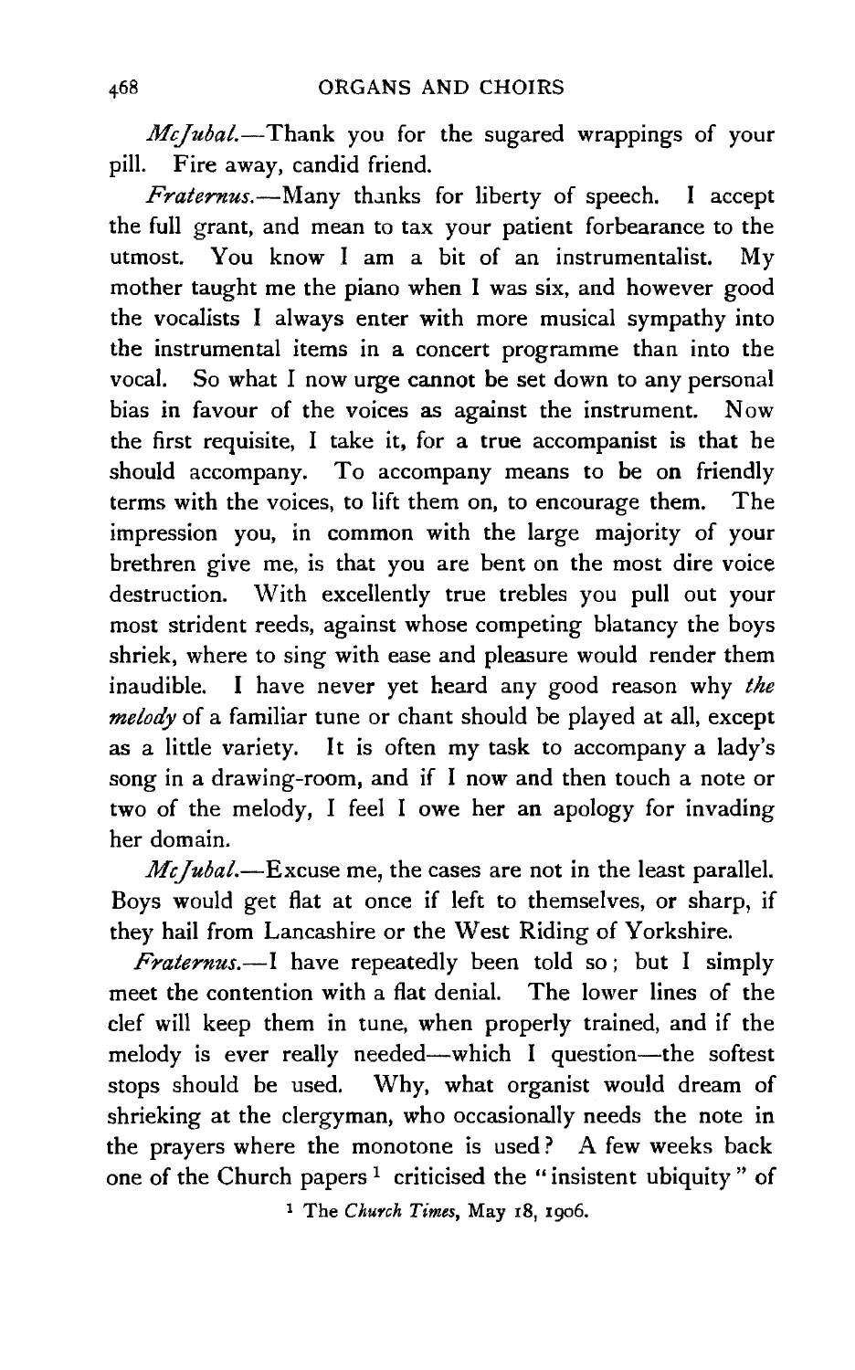*McJubal.*—Thank you for the sugared wrappings of your pill. Fire away, candid friend.

*Fraternus.*—Many thanks for liberty of speech. I accept the full grant, and mean to tax your patient forbearance to the utmost. You know I am a bit of an instrumentalist. My mother taught me the piano when I was six, and however good the vocalists I always enter with more musical sympathy into the instrumental items in a concert programme than into the vocal. So what I now urge cannot be set down to any personal bias in favour of the voices as against the instrument. Now the first requisite, I take it, for a true accompanist is that he should accompany. To accompany means to be on friendly terms with the voices, to lift them on, to encourage them. The impression you, in common with the large majority of your brethren give me, is that you are bent on the most dire voice destruction. With excellently true trebles you pull out your most strident reeds, against whose competing blatancy the boys shriek, where to sing with ease and pleasure would render them inaudible. I have never yet heard any good reason why *the melody* of a familiar tune or chant should be played at all, except as a little variety. It is often my task to accompany a lady's song in a drawing-room, and if I now and then touch a note or two of the melody, I feel I owe her an apology for invading her domain.

*McJubal.*—Excuse me, the cases are not in the least parallel. Boys would get flat at once if left to themselves, or sharp, if they hail from Lancashire or the West Riding of Yorkshire.

*Fraternus.*—I have repeatedly been told so; but I simply meet the contention with a flat denial. The lower lines of the clef will keep them in tune, when properly trained, and if the melody is ever really needed—which I question—the softest stops should be used. Why, what organist would dream of shrieking at the clergyman, who occasionally needs the note in the prayers where the monotone is used? A few weeks back one of the Church papers[1] criticised the "insistent ubiquity" of

[1] The *Church Times*, May 18, 1906.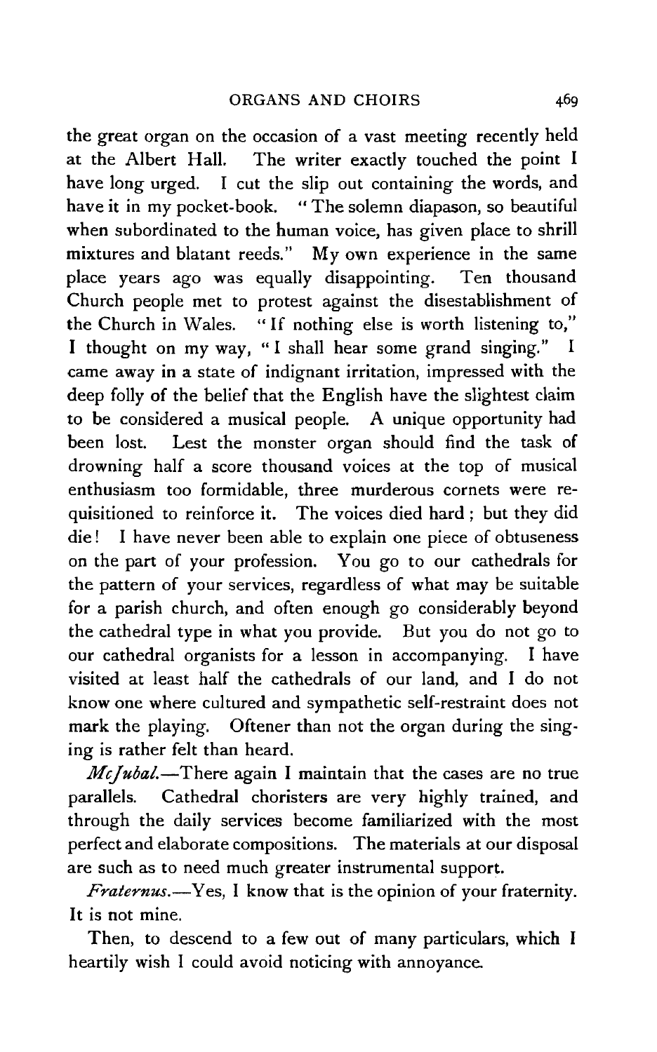the great organ on the occasion of a vast meeting recently held at the Albert Hall. The writer exactly touched the point I have long urged. I cut the slip out containing the words, and have it in my pocket-book. "The solemn diapason, so beautiful when subordinated to the human voice, has given place to shrill mixtures and blatant reeds." My own experience in the same place years ago was equally disappointing. Ten thousand Church people met to protest against the disestablishment of the Church in Wales. "If nothing else is worth listening to," I thought on my way, "I shall hear some grand singing." I came away in a state of indignant irritation, impressed with the deep folly of the belief that the English have the slightest claim to be considered a musical people. A unique opportunity had been lost. Lest the monster organ should find the task of drowning half a score thousand voices at the top of musical enthusiasm too formidable, three murderous cornets were requisitioned to reinforce it. The voices died hard; but they did die! I have never been able to explain one piece of obtuseness on the part of your profession. You go to our cathedrals for the pattern of your services, regardless of what may be suitable for a parish church, and often enough go considerably beyond the cathedral type in what you provide. But you do not go to our cathedral organists for a lesson in accompanying. I have visited at least half the cathedrals of our land, and I do not know one where cultured and sympathetic self-restraint does not mark the playing. Oftener than not the organ during the singing is rather felt than heard.

*McJubal.*—There again I maintain that the cases are no true parallels. Cathedral choristers are very highly trained, and through the daily services become familiarized with the most perfect and elaborate compositions. The materials at our disposal are such as to need much greater instrumental support.

*Fraternus.*—Yes, I know that is the opinion of your fraternity. It is not mine.

Then, to descend to a few out of many particulars, which I heartily wish I could avoid noticing with annoyance.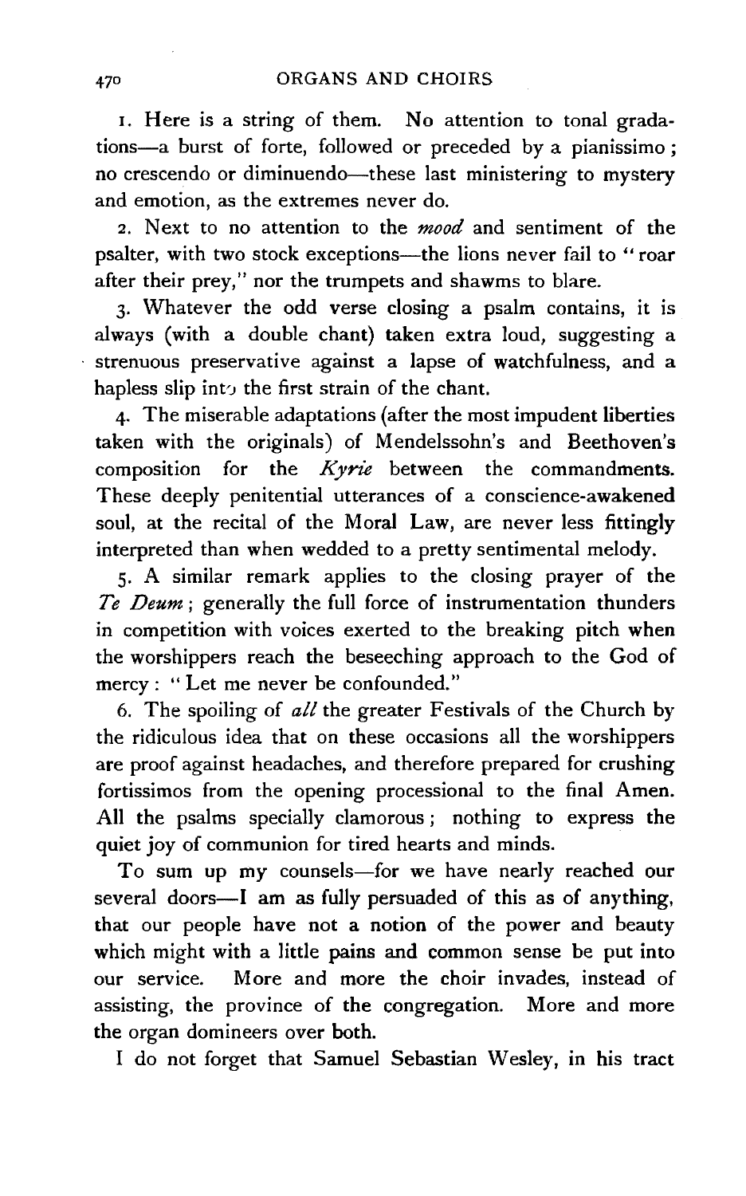1. Here is a string of them. No attention to tonal gradations—a burst of forte, followed or preceded by a pianissimo; no crescendo or diminuendo—these last ministering to mystery and emotion, as the extremes never do.

2. Next to no attention to the *mood* and sentiment of the psalter, with two stock exceptions—the lions never fail to "roar after their prey," nor the trumpets and shawms to blare.

3. Whatever the odd verse closing a psalm contains, it is always (with a double chant) taken extra loud, suggesting a strenuous preservative against a lapse of watchfulness, and a hapless slip into the first strain of the chant.

4. The miserable adaptations (after the most impudent liberties taken with the originals) of Mendelssohn's and Beethoven's composition for the *Kyrie* between the commandments. These deeply penitential utterances of a conscience-awakened soul, at the recital of the Moral Law, are never less fittingly interpreted than when wedded to a pretty sentimental melody.

5. A similar remark applies to the closing prayer of the *Te Deum*; generally the full force of instrumentation thunders in competition with voices exerted to the breaking pitch when the worshippers reach the beseeching approach to the God of mercy: "Let me never be confounded."

6. The spoiling of *all* the greater Festivals of the Church by the ridiculous idea that on these occasions all the worshippers are proof against headaches, and therefore prepared for crushing fortissimos from the opening processional to the final Amen. All the psalms specially clamorous; nothing to express the quiet joy of communion for tired hearts and minds.

To sum up my counsels—for we have nearly reached our several doors—I am as fully persuaded of this as of anything, that our people have not a notion of the power and beauty which might with a little pains and common sense be put into our service. More and more the choir invades, instead of assisting, the province of the congregation. More and more the organ domineers over both.

I do not forget that Samuel Sebastian Wesley, in his tract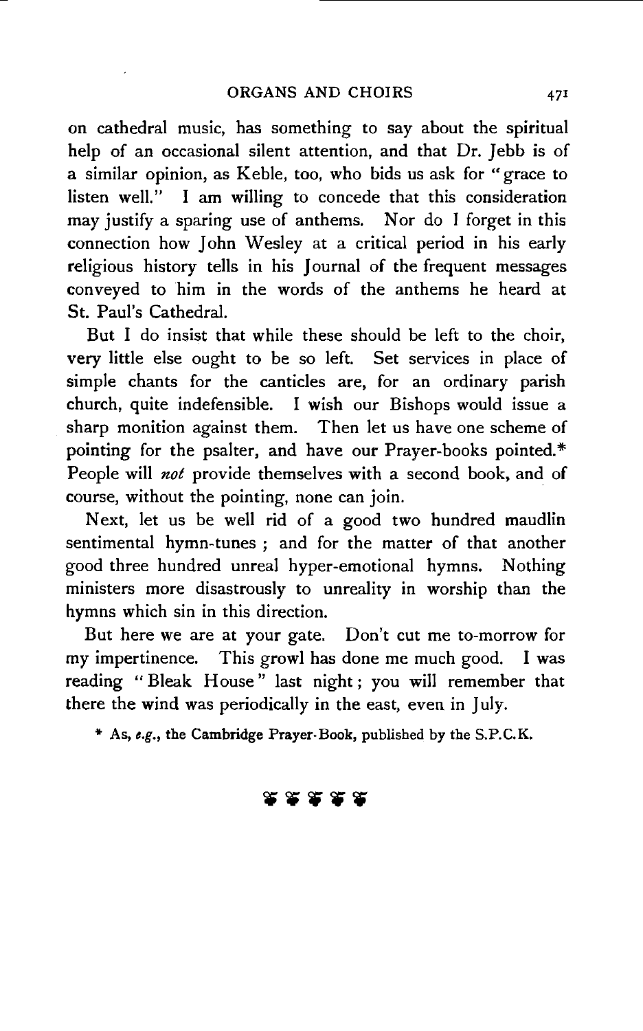on cathedral music, has something to say about the spiritual help of an occasional silent attention, and that Dr. Jebb is of a similar opinion, as Keble, too, who bids us ask for "grace to listen well." I am willing to concede that this consideration may justify a sparing use of anthems. Nor do I forget in this connection how John Wesley at a critical period in his early religious history tells in his Journal of the frequent messages conveyed to him in the words of the anthems he heard at St. Paul's Cathedral.

But I do insist that while these should be left to the choir, very little else ought to be so left. Set services in place of simple chants for the canticles are, for an ordinary parish church, quite indefensible. I wish our Bishops would issue a sharp monition against them. Then let us have one scheme of pointing for the psalter, and have our Prayer-books pointed.* People will *not* provide themselves with a second book, and of course, without the pointing, none can join.

Next, let us be well rid of a good two hundred maudlin sentimental hymn-tunes; and for the matter of that another good three hundred unreal hyper-emotional hymns. Nothing ministers more disastrously to unreality in worship than the hymns which sin in this direction.

But here we are at your gate. Don't cut me to-morrow for my impertinence. This growl has done me much good. I was reading "Bleak House" last night; you will remember that there the wind was periodically in the east, even in July.

* As, *e.g.*, the Cambridge Prayer-Book, published by the S.P.C.K.